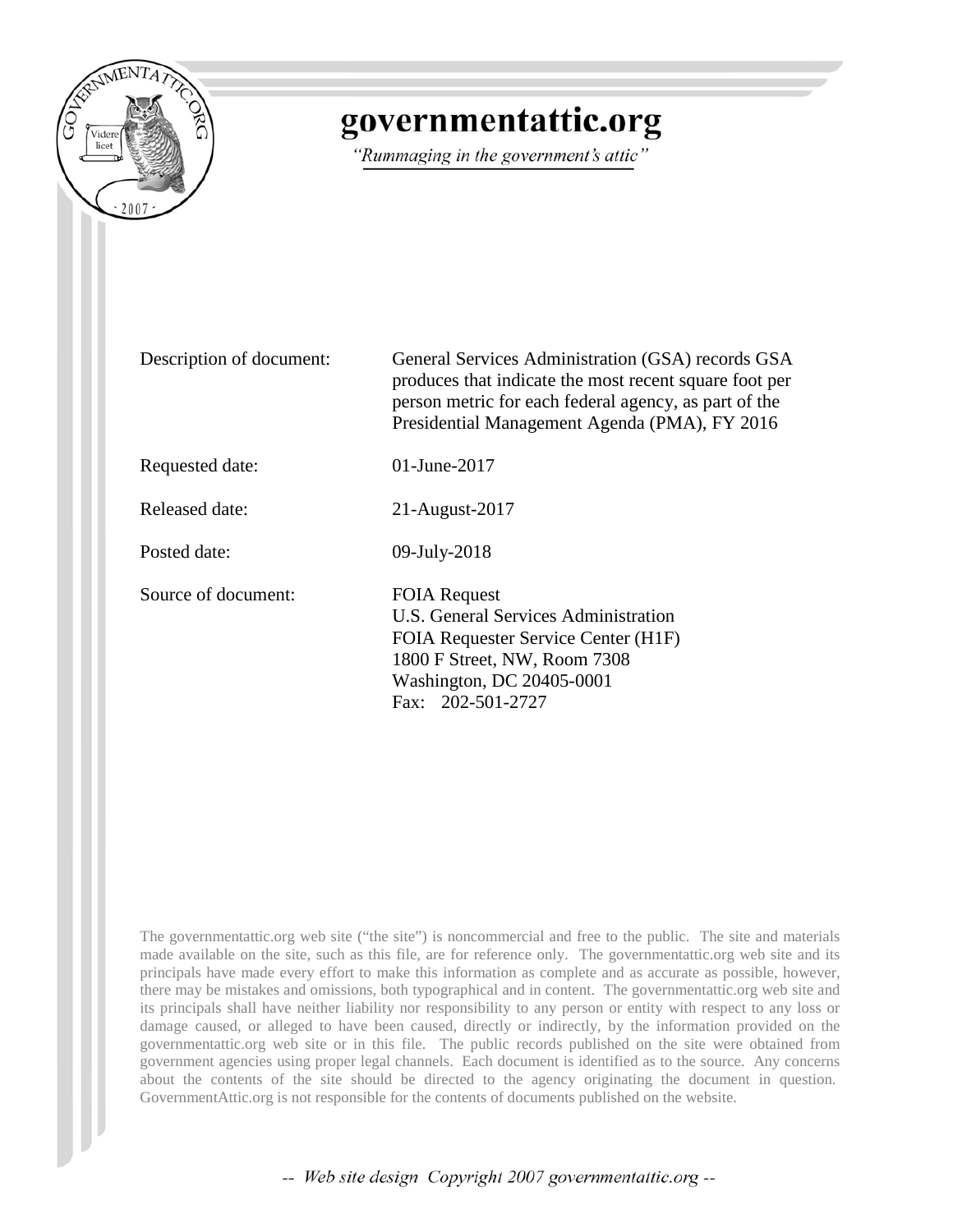# governmentattic.org

*"Rummaging in the government's attic"*

| | |
|---|---|
| Description of document: | General Services Administration (GSA) records GSA produces that indicate the most recent square foot per person metric for each federal agency, as part of the Presidential Management Agenda (PMA), FY 2016 |
| Requested date: | 01-June-2017 |
| Released date: | 21-August-2017 |
| Posted date: | 09-July-2018 |
| Source of document: | FOIA Request<br>U.S. General Services Administration<br>FOIA Requester Service Center (H1F)<br>1800 F Street, NW, Room 7308<br>Washington, DC 20405-0001<br>Fax: 202-501-2727 |

The governmentattic.org web site ("the site") is noncommercial and free to the public. The site and materials made available on the site, such as this file, are for reference only. The governmentattic.org web site and its principals have made every effort to make this information as complete and as accurate as possible, however, there may be mistakes and omissions, both typographical and in content. The governmentattic.org web site and its principals shall have neither liability nor responsibility to any person or entity with respect to any loss or damage caused, or alleged to have been caused, directly or indirectly, by the information provided on the governmentattic.org web site or in this file. The public records published on the site were obtained from government agencies using proper legal channels. Each document is identified as to the source. Any concerns about the contents of the site should be directed to the agency originating the document in question. GovernmentAttic.org is not responsible for the contents of documents published on the website.

*-- Web site design Copyright 2007 governmentattic.org --*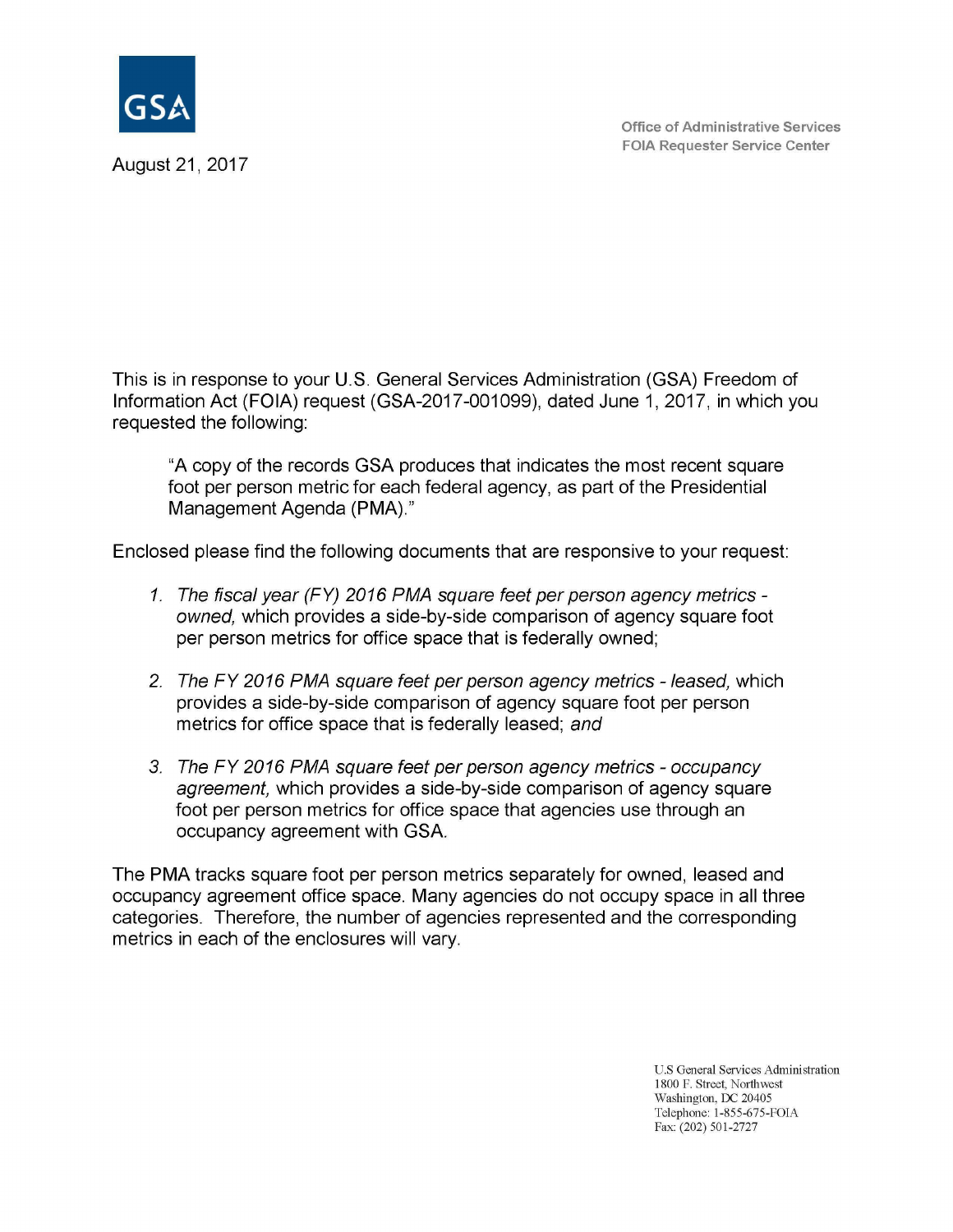GSA

Office of Administrative Services
FOIA Requester Service Center

August 21, 2017

This is in response to your U.S. General Services Administration (GSA) Freedom of Information Act (FOIA) request (GSA-2017-001099), dated June 1, 2017, in which you requested the following:

> "A copy of the records GSA produces that indicates the most recent square foot per person metric for each federal agency, as part of the Presidential Management Agenda (PMA)."

Enclosed please find the following documents that are responsive to your request:

1. *The fiscal year (FY) 2016 PMA square feet per person agency metrics - owned,* which provides a side-by-side comparison of agency square foot per person metrics for office space that is federally owned;

2. *The FY 2016 PMA square feet per person agency metrics - leased,* which provides a side-by-side comparison of agency square foot per person metrics for office space that is federally leased; *and*

3. *The FY 2016 PMA square feet per person agency metrics - occupancy agreement,* which provides a side-by-side comparison of agency square foot per person metrics for office space that agencies use through an occupancy agreement with GSA.

The PMA tracks square foot per person metrics separately for owned, leased and occupancy agreement office space. Many agencies do not occupy space in all three categories. Therefore, the number of agencies represented and the corresponding metrics in each of the enclosures will vary.

U.S General Services Administration
1800 F. Street, Northwest
Washington, DC 20405
Telephone: 1-855-675-FOIA
Fax: (202) 501-2727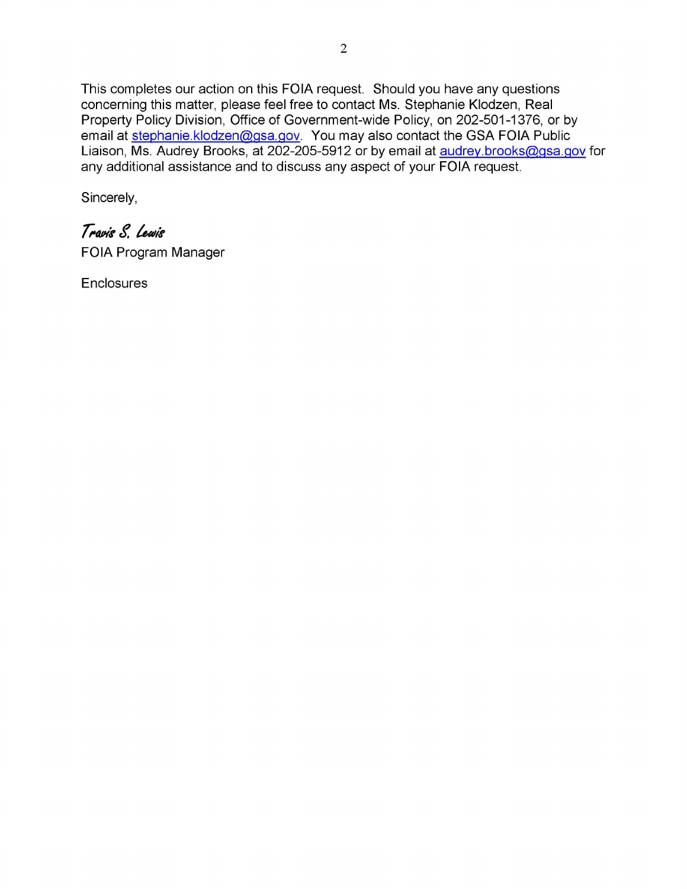This completes our action on this FOIA request. Should you have any questions concerning this matter, please feel free to contact Ms. Stephanie Klodzen, Real Property Policy Division, Office of Government-wide Policy, on 202-501-1376, or by email at stephanie.klodzen@gsa.gov. You may also contact the GSA FOIA Public Liaison, Ms. Audrey Brooks, at 202-205-5912 or by email at audrey.brooks@gsa.gov for any additional assistance and to discuss any aspect of your FOIA request.

Sincerely,

*Travis S. Lewis*
FOIA Program Manager

Enclosures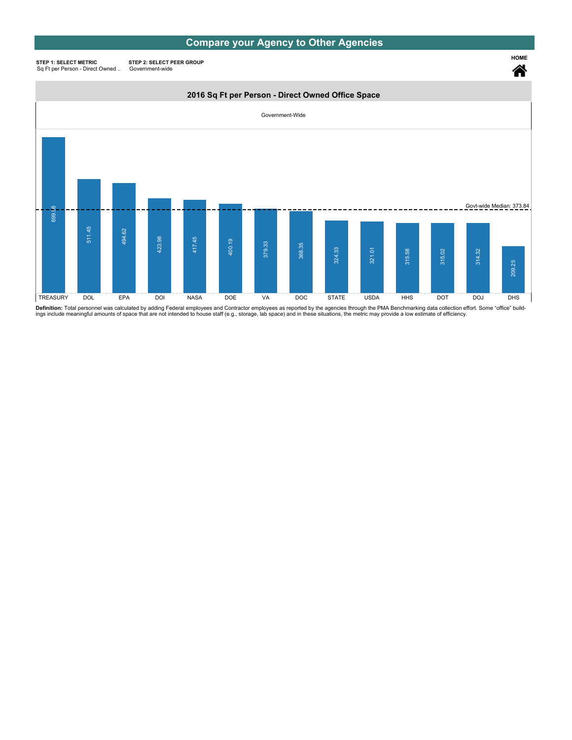# Compare your Agency to Other Agencies

**STEP 1: SELECT METRIC**
Sq Ft per Person - Direct Owned ..

**STEP 2: SELECT PEER GROUP**
Government-wide

**HOME**

## 2016 Sq Ft per Person - Direct Owned Office Space

Government-Wide

| Agency | Sq Ft per Person |
|---|---|
| TREASURY | 699.38 |
| DOL | 511.45 |
| EPA | 494.62 |
| DOI | 423.98 |
| NASA | 417.45 |
| DOE | 400.19 |
| VA | 379.33 |
| DOC | 368.35 |
| STATE | 324.33 |
| USDA | 321.01 |
| HHS | 315.58 |
| DOT | 315.02 |
| DOJ | 314.32 |
| DHS | 209.25 |

Govt-wide Median: 373.84

**Definition:** Total personnel was calculated by adding Federal employees and Contractor employees as reported by the agencies through the PMA Benchmarking data collection effort. Some "office" buildings include meaningful amounts of space that are not intended to house staff (e.g., storage, lab space) and in these situations, the metric may provide a low estimate of efficiency.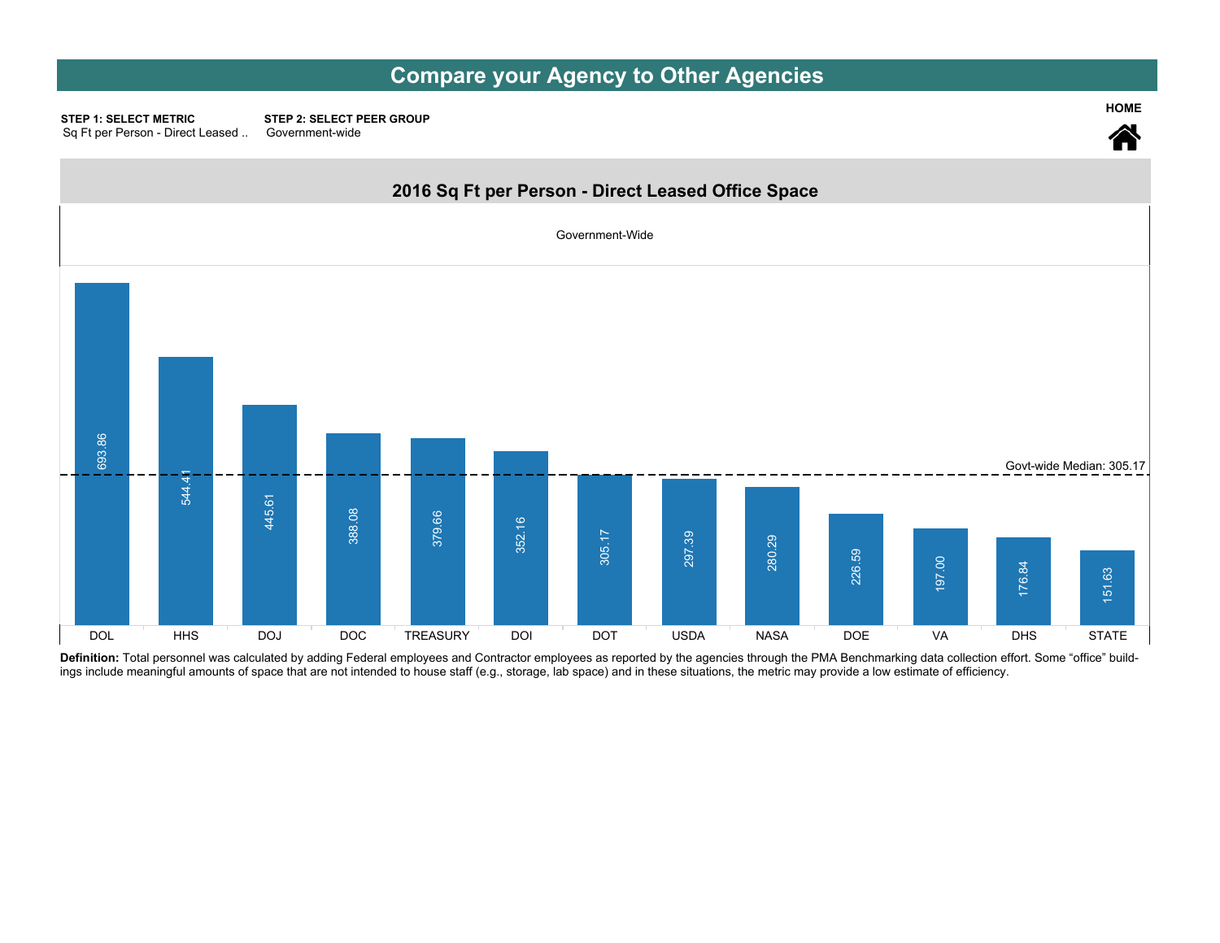# Compare your Agency to Other Agencies

**STEP 1: SELECT METRIC**
Sq Ft per Person - Direct Leased ..

**STEP 2: SELECT PEER GROUP**
Government-wide

**HOME**

## 2016 Sq Ft per Person - Direct Leased Office Space

Government-Wide

| Agency | Sq Ft per Person |
|---|---|
| DOL | 693.86 |
| HHS | 544.41 |
| DOJ | 445.61 |
| DOC | 388.08 |
| TREASURY | 379.66 |
| DOI | 352.16 |
| DOT | 305.17 |
| USDA | 297.39 |
| NASA | 280.29 |
| DOE | 226.59 |
| VA | 197.00 |
| DHS | 176.84 |
| STATE | 151.63 |

Govt-wide Median: 305.17

**Definition:** Total personnel was calculated by adding Federal employees and Contractor employees as reported by the agencies through the PMA Benchmarking data collection effort. Some "office" buildings include meaningful amounts of space that are not intended to house staff (e.g., storage, lab space) and in these situations, the metric may provide a low estimate of efficiency.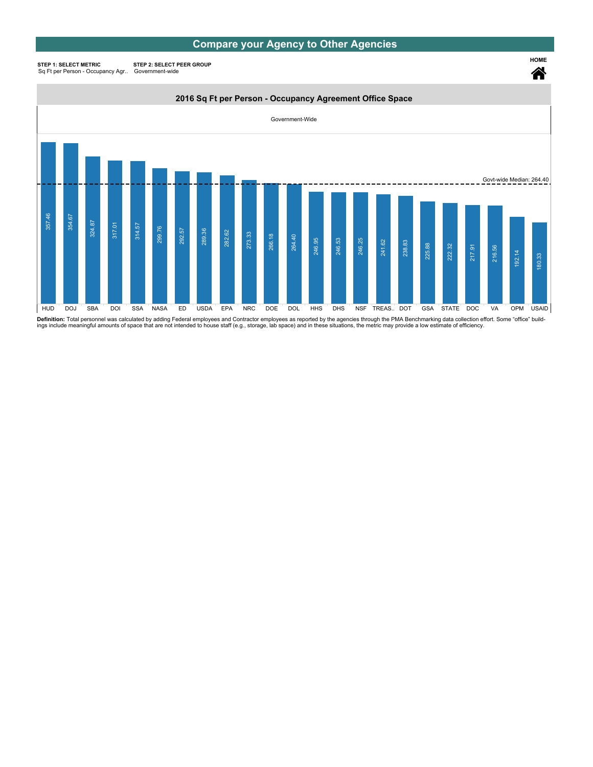## Compare your Agency to Other Agencies

**STEP 1: SELECT METRIC**
Sq Ft per Person - Occupancy Agr..

**STEP 2: SELECT PEER GROUP**
Government-wide

**HOME**

### 2016 Sq Ft per Person - Occupancy Agreement Office Space

Government-Wide

Govt-wide Median: 264.40

357.46
354.67
324.87
317.01
314.57
299.76
292.57
289.36
282.62
273.33
266.18
264.40
246.95
246.53
246.25
241.62
238.83
225.88
222.32
217.91
216.56
192.14
180.33

HUD DOJ SBA DOI SSA NASA ED USDA EPA NRC DOE DOL HHS DHS NSF TREAS.. DOT GSA STATE DOC VA OPM USAID

**Definition:** Total personnel was calculated by adding Federal employees and Contractor employees as reported by the agencies through the PMA Benchmarking data collection effort. Some "office" buildings include meaningful amounts of space that are not intended to house staff (e.g., storage, lab space) and in these situations, the metric may provide a low estimate of efficiency.